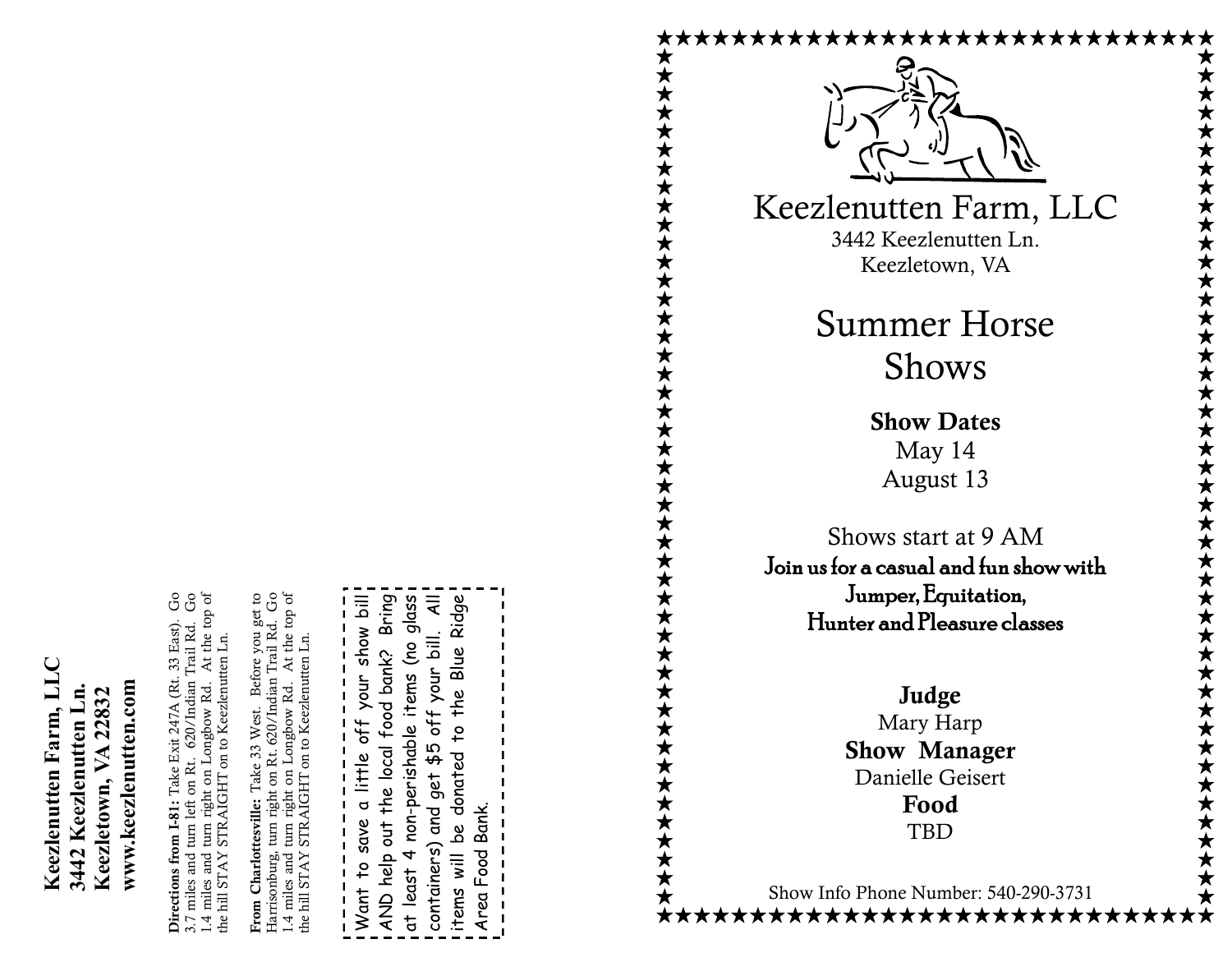**Keezlenutten Farm, LLC**
**3442 Keezlenutten Ln.**
**Keezletown, VA 22832**
**www.keezlenutten.com**

**Directions from I-81:** Take Exit 247A (Rt. 33 East). Go 3.7 miles and turn left on Rt. 620/Indian Trail Rd. Go 1.4 miles and turn right on Longbow Rd. At the top of the hill STAY STRAIGHT on to Keezlenutten Ln.

**From Charlottesville:** Take 33 West. Before you get to Harrisonburg, turn right on Rt. 620/Indian Trail Rd. Go 1.4 miles and turn right on Longbow Rd. At the top of the hill STAY STRAIGHT on to Keezlenutten Ln.

Want to save a little off your show bill AND help out the local food bank? Bring at least 4 non-perishable items (no glass containers) and get $5 off your bill. All items will be donated to the Blue Ridge Area Food Bank.

# Keezlenutten Farm, LLC

3442 Keezlenutten Ln.
Keezletown, VA

## Summer Horse Shows

**Show Dates**
May 14
August 13

Shows start at 9 AM

**Join us for a casual and fun show with Jumper, Equitation, Hunter and Pleasure classes**

**Judge**
Mary Harp

**Show Manager**
Danielle Geisert

**Food**
TBD

Show Info Phone Number: 540-290-3731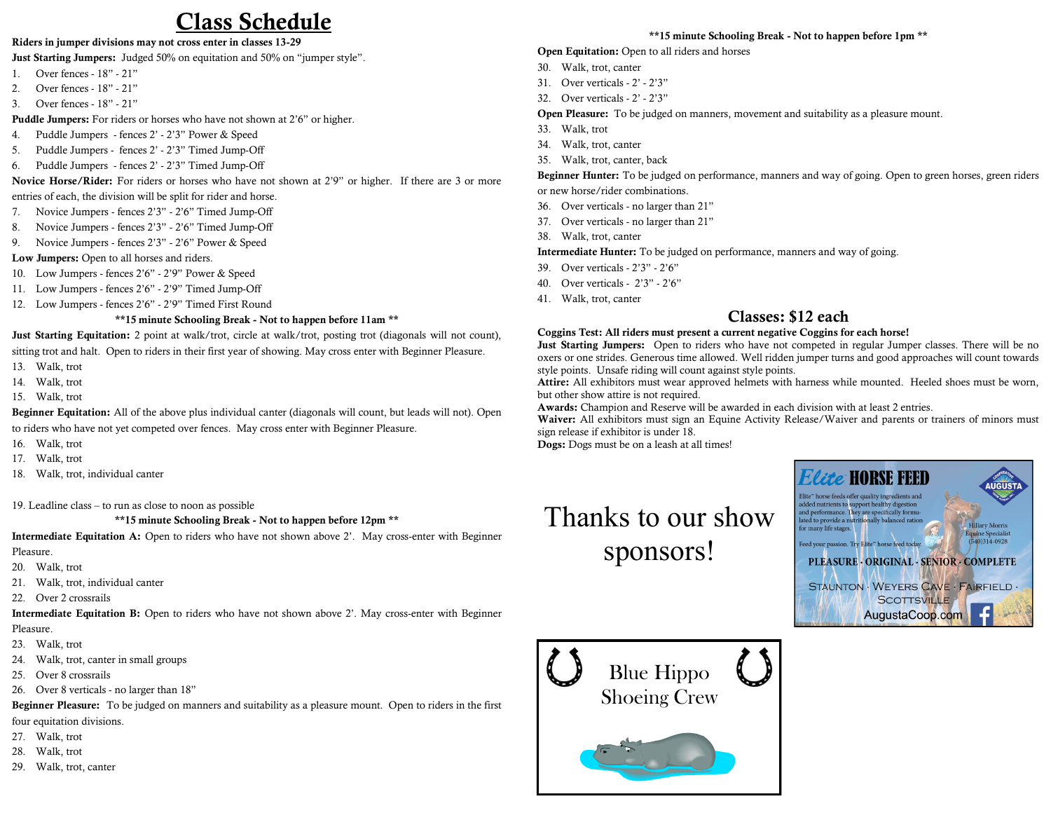# Class Schedule

**Riders in jumper divisions may not cross enter in classes 13-29**

**Just Starting Jumpers:** Judged 50% on equitation and 50% on "jumper style".

1. Over fences - 18" - 21"
2. Over fences - 18" - 21"
3. Over fences - 18" - 21"

**Puddle Jumpers:** For riders or horses who have not shown at 2'6" or higher.

4. Puddle Jumpers - fences 2' - 2'3" Power & Speed
5. Puddle Jumpers - fences 2' - 2'3" Timed Jump-Off
6. Puddle Jumpers - fences 2' - 2'3" Timed Jump-Off

**Novice Horse/Rider:** For riders or horses who have not shown at 2'9" or higher. If there are 3 or more entries of each, the division will be split for rider and horse.

7. Novice Jumpers - fences 2'3" - 2'6" Timed Jump-Off
8. Novice Jumpers - fences 2'3" - 2'6" Timed Jump-Off
9. Novice Jumpers - fences 2'3" - 2'6" Power & Speed

**Low Jumpers:** Open to all horses and riders.

10. Low Jumpers - fences 2'6" - 2'9" Power & Speed
11. Low Jumpers - fences 2'6" - 2'9" Timed Jump-Off
12. Low Jumpers - fences 2'6" - 2'9" Timed First Round

**\*\*15 minute Schooling Break - Not to happen before 11am \*\***

**Just Starting Equitation:** 2 point at walk/trot, circle at walk/trot, posting trot (diagonals will not count), sitting trot and halt. Open to riders in their first year of showing. May cross enter with Beginner Pleasure.

13. Walk, trot
14. Walk, trot
15. Walk, trot

**Beginner Equitation:** All of the above plus individual canter (diagonals will count, but leads will not). Open to riders who have not yet competed over fences. May cross enter with Beginner Pleasure.

16. Walk, trot
17. Walk, trot
18. Walk, trot, individual canter

19. Leadline class – to run as close to noon as possible

**\*\*15 minute Schooling Break - Not to happen before 12pm \*\***

**Intermediate Equitation A:** Open to riders who have not shown above 2'. May cross-enter with Beginner Pleasure.

20. Walk, trot
21. Walk, trot, individual canter
22. Over 2 crossrails

**Intermediate Equitation B:** Open to riders who have not shown above 2'. May cross-enter with Beginner Pleasure.

23. Walk, trot
24. Walk, trot, canter in small groups
25. Over 8 crossrails
26. Over 8 verticals - no larger than 18"

**Beginner Pleasure:** To be judged on manners and suitability as a pleasure mount. Open to riders in the first four equitation divisions.

27. Walk, trot
28. Walk, trot
29. Walk, trot, canter

**\*\*15 minute Schooling Break - Not to happen before 1pm \*\***

**Open Equitation:** Open to all riders and horses

30. Walk, trot, canter
31. Over verticals - 2' - 2'3"
32. Over verticals - 2' - 2'3"

**Open Pleasure:** To be judged on manners, movement and suitability as a pleasure mount.

33. Walk, trot
34. Walk, trot, canter
35. Walk, trot, canter, back

**Beginner Hunter:** To be judged on performance, manners and way of going. Open to green horses, green riders or new horse/rider combinations.

36. Over verticals - no larger than 21"
37. Over verticals - no larger than 21"
38. Walk, trot, canter

**Intermediate Hunter:** To be judged on performance, manners and way of going.

39. Over verticals - 2'3" - 2'6"
40. Over verticals - 2'3" - 2'6"
41. Walk, trot, canter

## Classes: $12 each

**Coggins Test: All riders must present a current negative Coggins for each horse!**

**Just Starting Jumpers:** Open to riders who have not competed in regular Jumper classes. There will be no oxers or one strides. Generous time allowed. Well ridden jumper turns and good approaches will count towards style points. Unsafe riding will count against style points.

**Attire:** All exhibitors must wear approved helmets with harness while mounted. Heeled shoes must be worn, but other show attire is not required.

**Awards:** Champion and Reserve will be awarded in each division with at least 2 entries.

**Waiver:** All exhibitors must sign an Equine Activity Release/Waiver and parents or trainers of minors must sign release if exhibitor is under 18.

**Dogs:** Dogs must be on a leash at all times!

Thanks to our show sponsors!

Elite HORSE FEED

Elite™ horse feeds offer quality ingredients and added nutrients to support healthy digestion and performance. They are specifically formulated to provide a nutritionally balanced ration for many life stages.

Feed your passion. Try Elite™ horse feed today.

Hillary Morris
Equine Specialist
(540)314-0928

PLEASURE · ORIGINAL · SENIOR · COMPLETE

STAUNTON · WEYERS CAVE · FAIRFIELD · SCOTTSVILLE

AugustaCoop.com

Blue Hippo Shoeing Crew